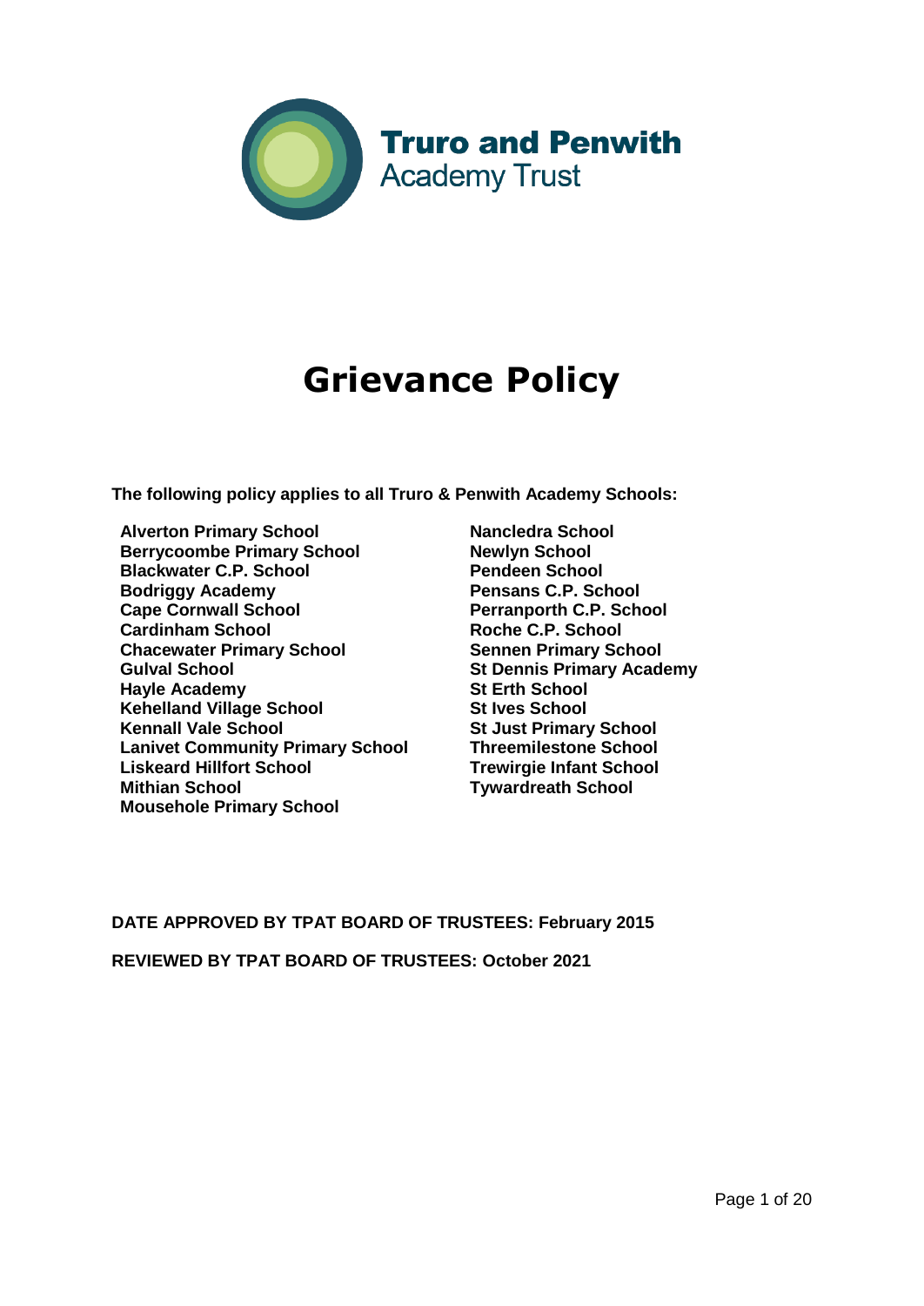Truro and Penwith Academy Trust

# Grievance Policy

**The following policy applies to all Truro & Penwith Academy Schools:**

- **Alverton Primary School**
- **Berrycoombe Primary School**
- **Blackwater C.P. School**
- **Bodriggy Academy**
- **Cape Cornwall School**
- **Cardinham School**
- **Chacewater Primary School**
- **Gulval School**
- **Hayle Academy**
- **Kehelland Village School**
- **Kennall Vale School**
- **Lanivet Community Primary School**
- **Liskeard Hillfort School**
- **Mithian School**
- **Mousehole Primary School**
- **Nancledra School**
- **Newlyn School**
- **Pendeen School**
- **Pensans C.P. School**
- **Perranporth C.P. School**
- **Roche C.P. School**
- **Sennen Primary School**
- **St Dennis Primary Academy**
- **St Erth School**
- **St Ives School**
- **St Just Primary School**
- **Threemilestone School**
- **Trewirgie Infant School**
- **Tywardreath School**

**DATE APPROVED BY TPAT BOARD OF TRUSTEES: February 2015**

**REVIEWED BY TPAT BOARD OF TRUSTEES: October 2021**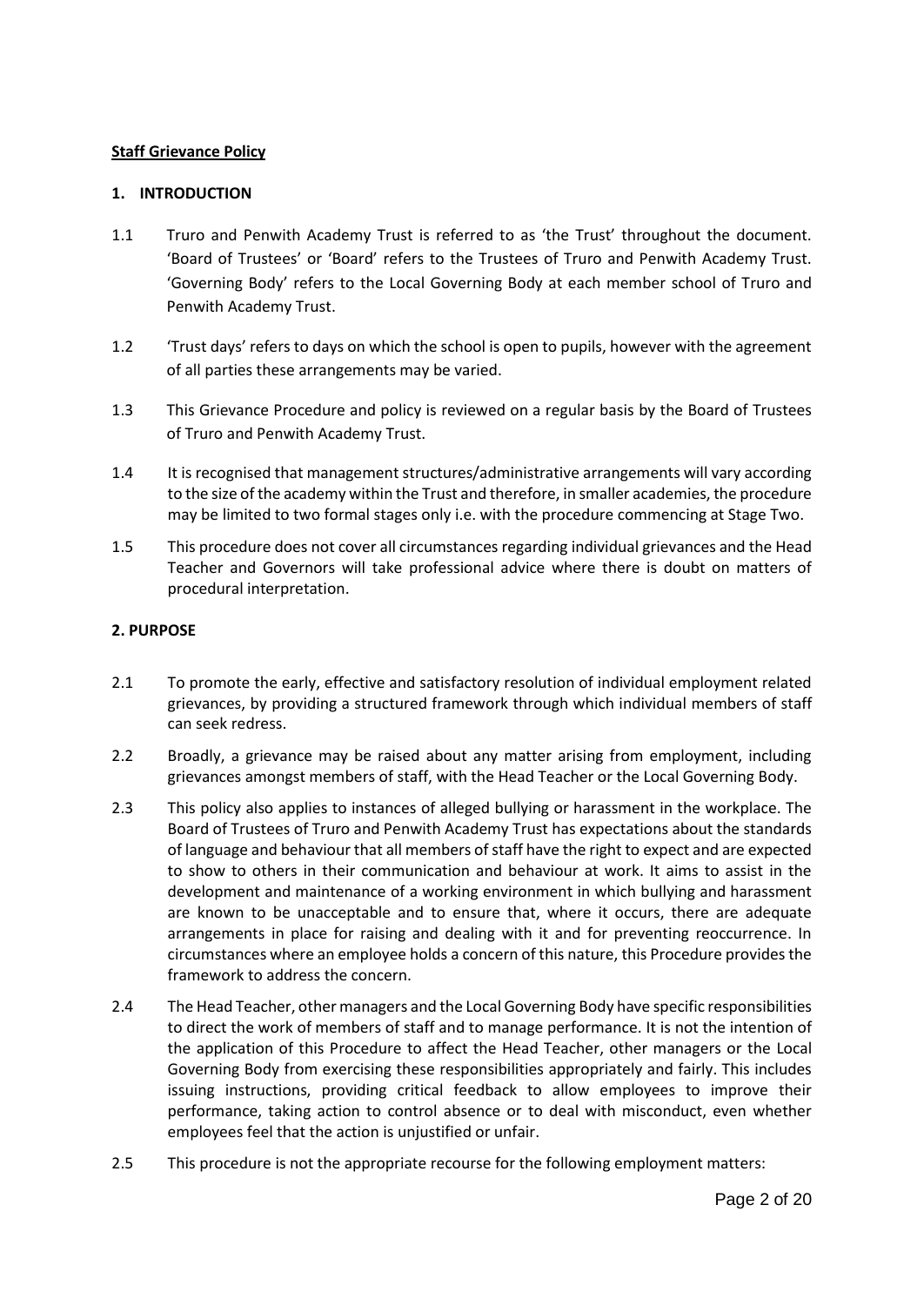**Staff Grievance Policy**

## 1. INTRODUCTION

1.1 Truro and Penwith Academy Trust is referred to as 'the Trust' throughout the document. 'Board of Trustees' or 'Board' refers to the Trustees of Truro and Penwith Academy Trust. 'Governing Body' refers to the Local Governing Body at each member school of Truro and Penwith Academy Trust.

1.2 'Trust days' refers to days on which the school is open to pupils, however with the agreement of all parties these arrangements may be varied.

1.3 This Grievance Procedure and policy is reviewed on a regular basis by the Board of Trustees of Truro and Penwith Academy Trust.

1.4 It is recognised that management structures/administrative arrangements will vary according to the size of the academy within the Trust and therefore, in smaller academies, the procedure may be limited to two formal stages only i.e. with the procedure commencing at Stage Two.

1.5 This procedure does not cover all circumstances regarding individual grievances and the Head Teacher and Governors will take professional advice where there is doubt on matters of procedural interpretation.

## 2. PURPOSE

2.1 To promote the early, effective and satisfactory resolution of individual employment related grievances, by providing a structured framework through which individual members of staff can seek redress.

2.2 Broadly, a grievance may be raised about any matter arising from employment, including grievances amongst members of staff, with the Head Teacher or the Local Governing Body.

2.3 This policy also applies to instances of alleged bullying or harassment in the workplace. The Board of Trustees of Truro and Penwith Academy Trust has expectations about the standards of language and behaviour that all members of staff have the right to expect and are expected to show to others in their communication and behaviour at work. It aims to assist in the development and maintenance of a working environment in which bullying and harassment are known to be unacceptable and to ensure that, where it occurs, there are adequate arrangements in place for raising and dealing with it and for preventing reoccurrence. In circumstances where an employee holds a concern of this nature, this Procedure provides the framework to address the concern.

2.4 The Head Teacher, other managers and the Local Governing Body have specific responsibilities to direct the work of members of staff and to manage performance. It is not the intention of the application of this Procedure to affect the Head Teacher, other managers or the Local Governing Body from exercising these responsibilities appropriately and fairly. This includes issuing instructions, providing critical feedback to allow employees to improve their performance, taking action to control absence or to deal with misconduct, even whether employees feel that the action is unjustified or unfair.

2.5 This procedure is not the appropriate recourse for the following employment matters: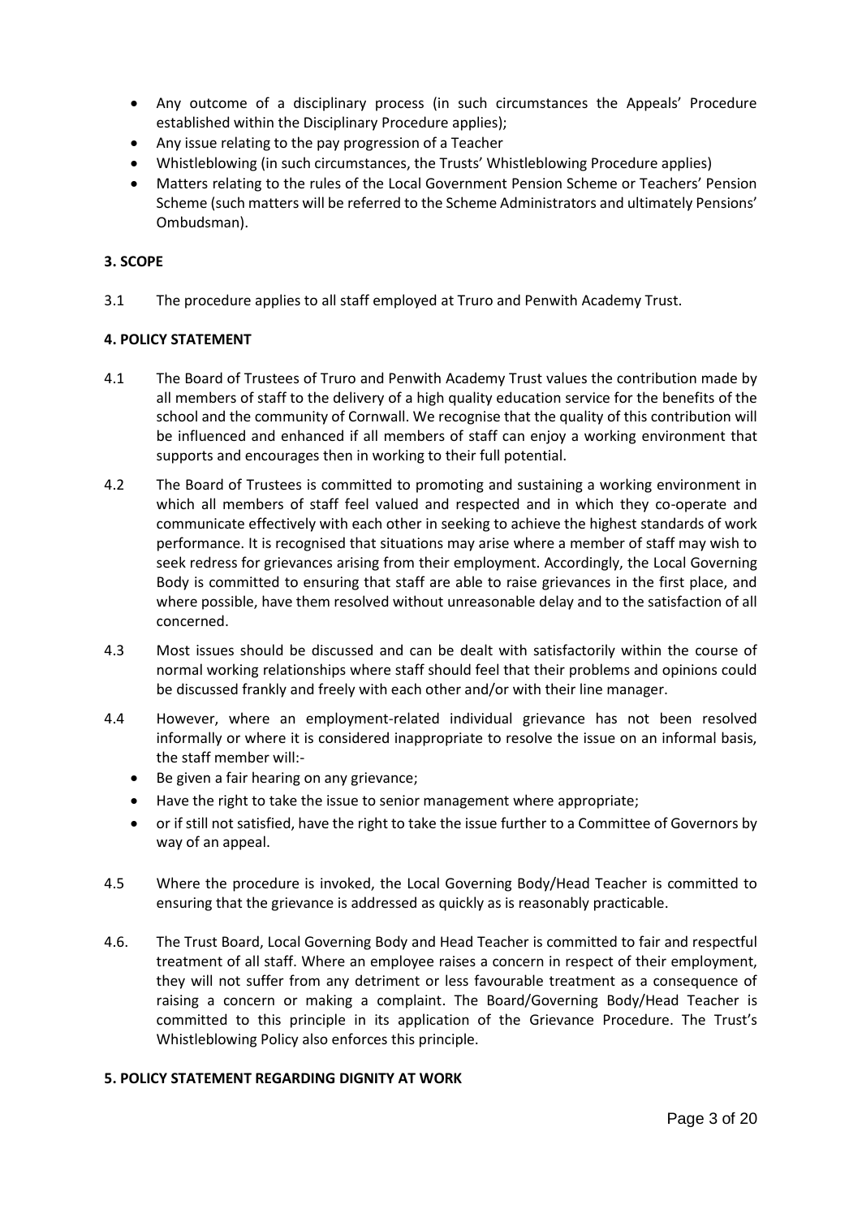- Any outcome of a disciplinary process (in such circumstances the Appeals' Procedure established within the Disciplinary Procedure applies);
- Any issue relating to the pay progression of a Teacher
- Whistleblowing (in such circumstances, the Trusts' Whistleblowing Procedure applies)
- Matters relating to the rules of the Local Government Pension Scheme or Teachers' Pension Scheme (such matters will be referred to the Scheme Administrators and ultimately Pensions' Ombudsman).

## 3. SCOPE

3.1 The procedure applies to all staff employed at Truro and Penwith Academy Trust.

## 4. POLICY STATEMENT

4.1 The Board of Trustees of Truro and Penwith Academy Trust values the contribution made by all members of staff to the delivery of a high quality education service for the benefits of the school and the community of Cornwall. We recognise that the quality of this contribution will be influenced and enhanced if all members of staff can enjoy a working environment that supports and encourages then in working to their full potential.

4.2 The Board of Trustees is committed to promoting and sustaining a working environment in which all members of staff feel valued and respected and in which they co-operate and communicate effectively with each other in seeking to achieve the highest standards of work performance. It is recognised that situations may arise where a member of staff may wish to seek redress for grievances arising from their employment. Accordingly, the Local Governing Body is committed to ensuring that staff are able to raise grievances in the first place, and where possible, have them resolved without unreasonable delay and to the satisfaction of all concerned.

4.3 Most issues should be discussed and can be dealt with satisfactorily within the course of normal working relationships where staff should feel that their problems and opinions could be discussed frankly and freely with each other and/or with their line manager.

4.4 However, where an employment-related individual grievance has not been resolved informally or where it is considered inappropriate to resolve the issue on an informal basis, the staff member will:-

- Be given a fair hearing on any grievance;
- Have the right to take the issue to senior management where appropriate;
- or if still not satisfied, have the right to take the issue further to a Committee of Governors by way of an appeal.

4.5 Where the procedure is invoked, the Local Governing Body/Head Teacher is committed to ensuring that the grievance is addressed as quickly as is reasonably practicable.

4.6. The Trust Board, Local Governing Body and Head Teacher is committed to fair and respectful treatment of all staff. Where an employee raises a concern in respect of their employment, they will not suffer from any detriment or less favourable treatment as a consequence of raising a concern or making a complaint. The Board/Governing Body/Head Teacher is committed to this principle in its application of the Grievance Procedure. The Trust's Whistleblowing Policy also enforces this principle.

## 5. POLICY STATEMENT REGARDING DIGNITY AT WORK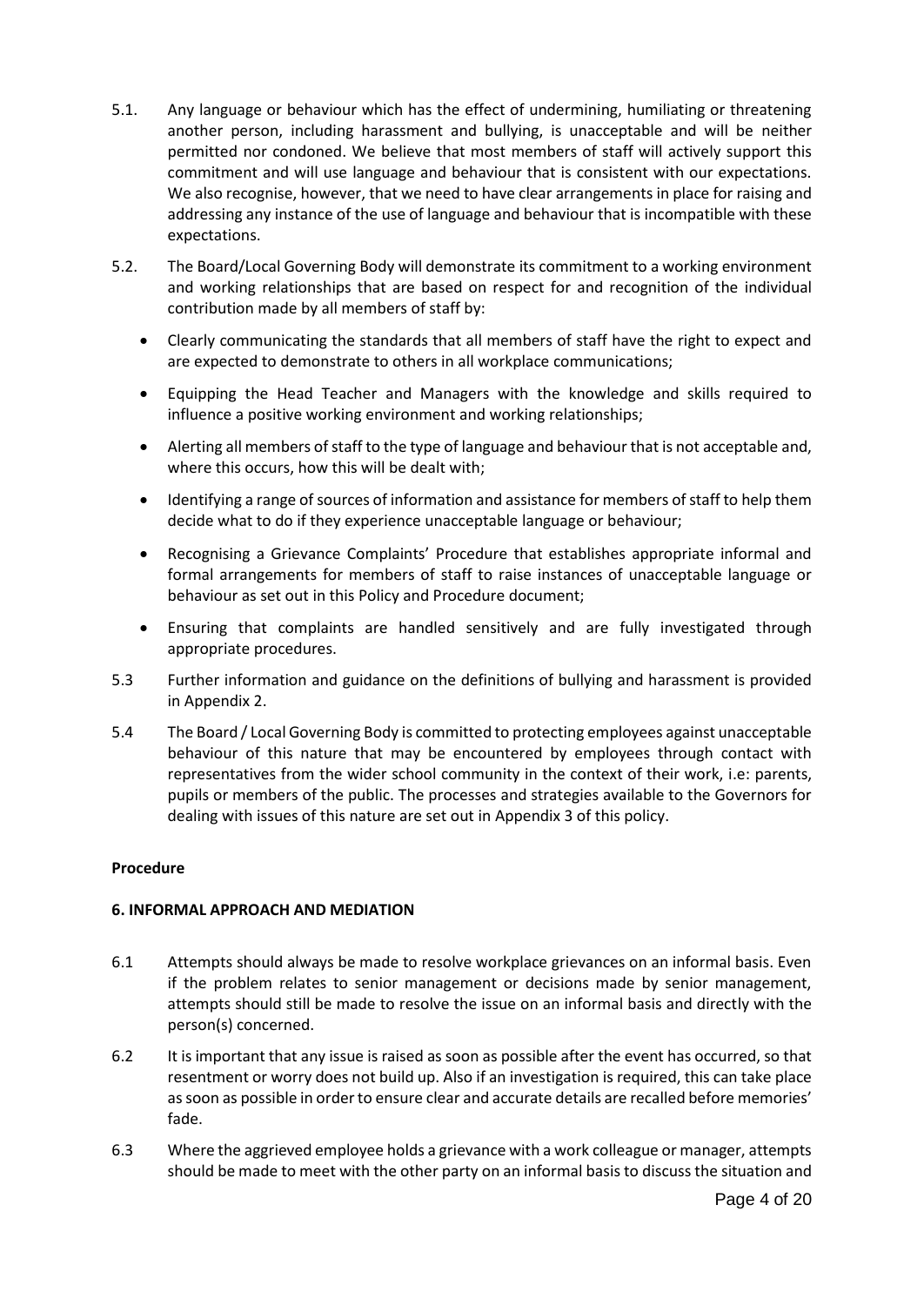5.1. Any language or behaviour which has the effect of undermining, humiliating or threatening another person, including harassment and bullying, is unacceptable and will be neither permitted nor condoned. We believe that most members of staff will actively support this commitment and will use language and behaviour that is consistent with our expectations. We also recognise, however, that we need to have clear arrangements in place for raising and addressing any instance of the use of language and behaviour that is incompatible with these expectations.

5.2. The Board/Local Governing Body will demonstrate its commitment to a working environment and working relationships that are based on respect for and recognition of the individual contribution made by all members of staff by:

- Clearly communicating the standards that all members of staff have the right to expect and are expected to demonstrate to others in all workplace communications;
- Equipping the Head Teacher and Managers with the knowledge and skills required to influence a positive working environment and working relationships;
- Alerting all members of staff to the type of language and behaviour that is not acceptable and, where this occurs, how this will be dealt with;
- Identifying a range of sources of information and assistance for members of staff to help them decide what to do if they experience unacceptable language or behaviour;
- Recognising a Grievance Complaints' Procedure that establishes appropriate informal and formal arrangements for members of staff to raise instances of unacceptable language or behaviour as set out in this Policy and Procedure document;
- Ensuring that complaints are handled sensitively and are fully investigated through appropriate procedures.

5.3 Further information and guidance on the definitions of bullying and harassment is provided in Appendix 2.

5.4 The Board / Local Governing Body is committed to protecting employees against unacceptable behaviour of this nature that may be encountered by employees through contact with representatives from the wider school community in the context of their work, i.e: parents, pupils or members of the public. The processes and strategies available to the Governors for dealing with issues of this nature are set out in Appendix 3 of this policy.

**Procedure**

**6. INFORMAL APPROACH AND MEDIATION**

6.1 Attempts should always be made to resolve workplace grievances on an informal basis. Even if the problem relates to senior management or decisions made by senior management, attempts should still be made to resolve the issue on an informal basis and directly with the person(s) concerned.

6.2 It is important that any issue is raised as soon as possible after the event has occurred, so that resentment or worry does not build up. Also if an investigation is required, this can take place as soon as possible in order to ensure clear and accurate details are recalled before memories' fade.

6.3 Where the aggrieved employee holds a grievance with a work colleague or manager, attempts should be made to meet with the other party on an informal basis to discuss the situation and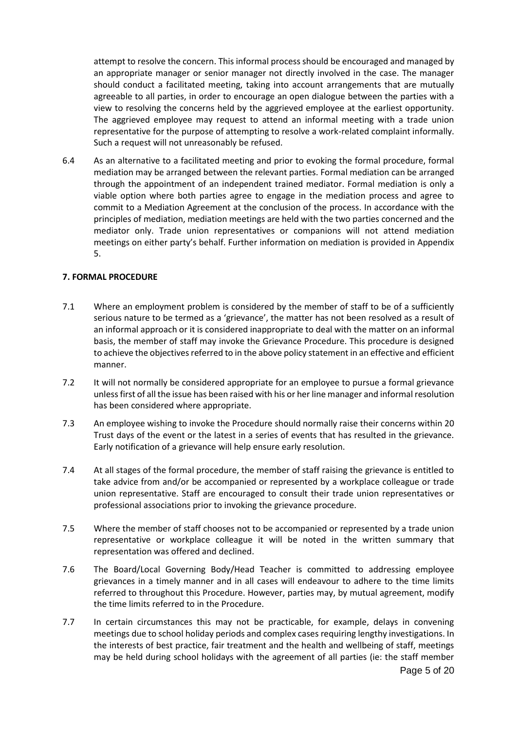attempt to resolve the concern. This informal process should be encouraged and managed by an appropriate manager or senior manager not directly involved in the case. The manager should conduct a facilitated meeting, taking into account arrangements that are mutually agreeable to all parties, in order to encourage an open dialogue between the parties with a view to resolving the concerns held by the aggrieved employee at the earliest opportunity. The aggrieved employee may request to attend an informal meeting with a trade union representative for the purpose of attempting to resolve a work-related complaint informally. Such a request will not unreasonably be refused.

6.4 As an alternative to a facilitated meeting and prior to evoking the formal procedure, formal mediation may be arranged between the relevant parties. Formal mediation can be arranged through the appointment of an independent trained mediator. Formal mediation is only a viable option where both parties agree to engage in the mediation process and agree to commit to a Mediation Agreement at the conclusion of the process. In accordance with the principles of mediation, mediation meetings are held with the two parties concerned and the mediator only. Trade union representatives or companions will not attend mediation meetings on either party's behalf. Further information on mediation is provided in Appendix 5.

## 7. FORMAL PROCEDURE

7.1 Where an employment problem is considered by the member of staff to be of a sufficiently serious nature to be termed as a 'grievance', the matter has not been resolved as a result of an informal approach or it is considered inappropriate to deal with the matter on an informal basis, the member of staff may invoke the Grievance Procedure. This procedure is designed to achieve the objectives referred to in the above policy statement in an effective and efficient manner.

7.2 It will not normally be considered appropriate for an employee to pursue a formal grievance unless first of all the issue has been raised with his or her line manager and informal resolution has been considered where appropriate.

7.3 An employee wishing to invoke the Procedure should normally raise their concerns within 20 Trust days of the event or the latest in a series of events that has resulted in the grievance. Early notification of a grievance will help ensure early resolution.

7.4 At all stages of the formal procedure, the member of staff raising the grievance is entitled to take advice from and/or be accompanied or represented by a workplace colleague or trade union representative. Staff are encouraged to consult their trade union representatives or professional associations prior to invoking the grievance procedure.

7.5 Where the member of staff chooses not to be accompanied or represented by a trade union representative or workplace colleague it will be noted in the written summary that representation was offered and declined.

7.6 The Board/Local Governing Body/Head Teacher is committed to addressing employee grievances in a timely manner and in all cases will endeavour to adhere to the time limits referred to throughout this Procedure. However, parties may, by mutual agreement, modify the time limits referred to in the Procedure.

7.7 In certain circumstances this may not be practicable, for example, delays in convening meetings due to school holiday periods and complex cases requiring lengthy investigations. In the interests of best practice, fair treatment and the health and wellbeing of staff, meetings may be held during school holidays with the agreement of all parties (ie: the staff member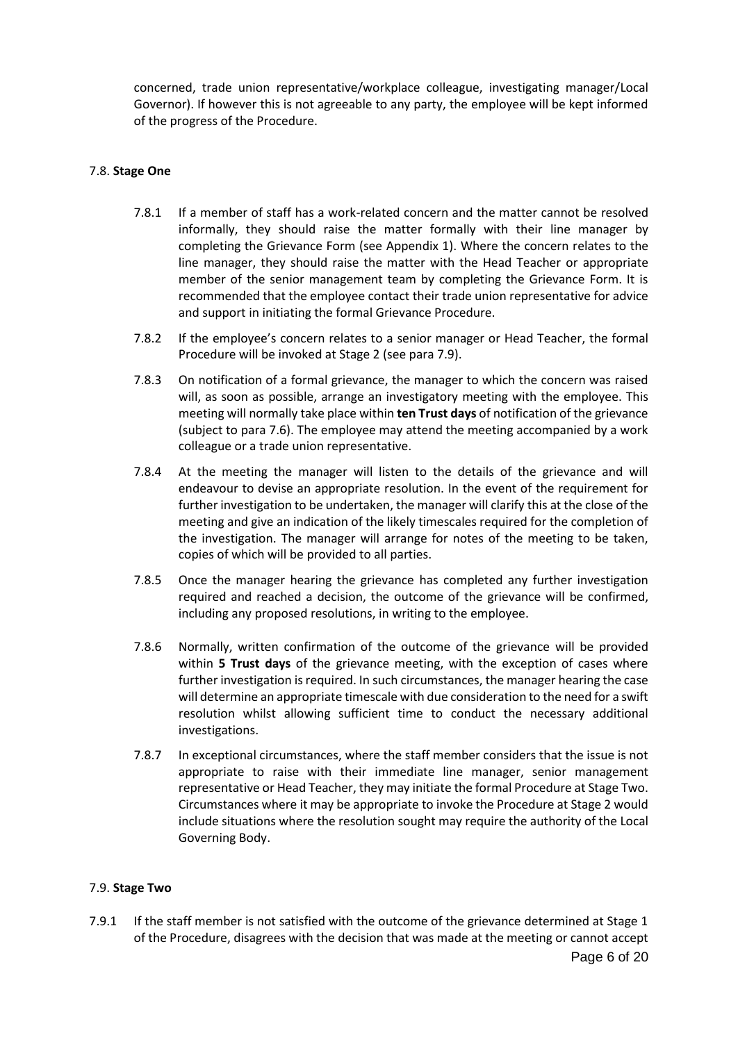concerned, trade union representative/workplace colleague, investigating manager/Local Governor). If however this is not agreeable to any party, the employee will be kept informed of the progress of the Procedure.

### 7.8. **Stage One**

7.8.1 If a member of staff has a work-related concern and the matter cannot be resolved informally, they should raise the matter formally with their line manager by completing the Grievance Form (see Appendix 1). Where the concern relates to the line manager, they should raise the matter with the Head Teacher or appropriate member of the senior management team by completing the Grievance Form. It is recommended that the employee contact their trade union representative for advice and support in initiating the formal Grievance Procedure.

7.8.2 If the employee's concern relates to a senior manager or Head Teacher, the formal Procedure will be invoked at Stage 2 (see para 7.9).

7.8.3 On notification of a formal grievance, the manager to which the concern was raised will, as soon as possible, arrange an investigatory meeting with the employee. This meeting will normally take place within **ten Trust days** of notification of the grievance (subject to para 7.6). The employee may attend the meeting accompanied by a work colleague or a trade union representative.

7.8.4 At the meeting the manager will listen to the details of the grievance and will endeavour to devise an appropriate resolution. In the event of the requirement for further investigation to be undertaken, the manager will clarify this at the close of the meeting and give an indication of the likely timescales required for the completion of the investigation. The manager will arrange for notes of the meeting to be taken, copies of which will be provided to all parties.

7.8.5 Once the manager hearing the grievance has completed any further investigation required and reached a decision, the outcome of the grievance will be confirmed, including any proposed resolutions, in writing to the employee.

7.8.6 Normally, written confirmation of the outcome of the grievance will be provided within **5 Trust days** of the grievance meeting, with the exception of cases where further investigation is required. In such circumstances, the manager hearing the case will determine an appropriate timescale with due consideration to the need for a swift resolution whilst allowing sufficient time to conduct the necessary additional investigations.

7.8.7 In exceptional circumstances, where the staff member considers that the issue is not appropriate to raise with their immediate line manager, senior management representative or Head Teacher, they may initiate the formal Procedure at Stage Two. Circumstances where it may be appropriate to invoke the Procedure at Stage 2 would include situations where the resolution sought may require the authority of the Local Governing Body.

### 7.9. **Stage Two**

7.9.1 If the staff member is not satisfied with the outcome of the grievance determined at Stage 1 of the Procedure, disagrees with the decision that was made at the meeting or cannot accept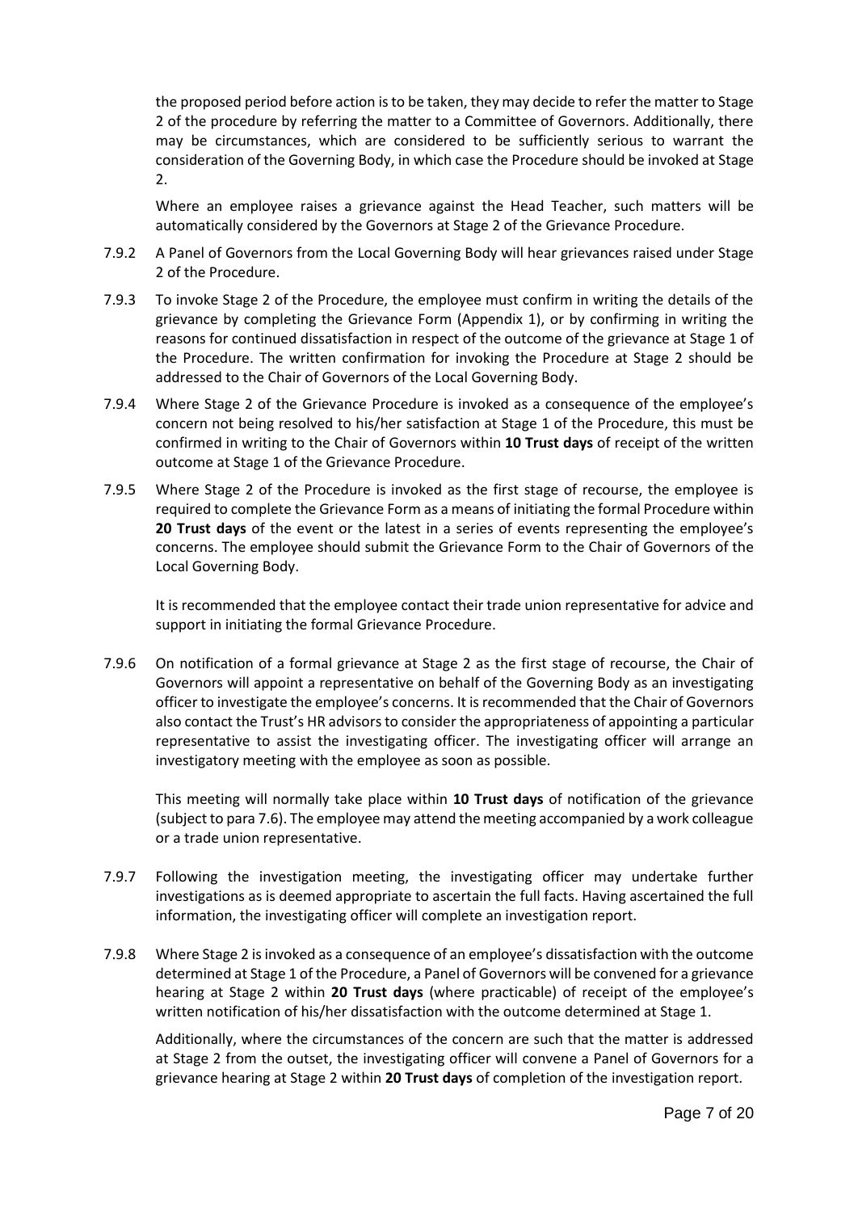the proposed period before action is to be taken, they may decide to refer the matter to Stage 2 of the procedure by referring the matter to a Committee of Governors. Additionally, there may be circumstances, which are considered to be sufficiently serious to warrant the consideration of the Governing Body, in which case the Procedure should be invoked at Stage 2.

Where an employee raises a grievance against the Head Teacher, such matters will be automatically considered by the Governors at Stage 2 of the Grievance Procedure.

7.9.2 A Panel of Governors from the Local Governing Body will hear grievances raised under Stage 2 of the Procedure.

7.9.3 To invoke Stage 2 of the Procedure, the employee must confirm in writing the details of the grievance by completing the Grievance Form (Appendix 1), or by confirming in writing the reasons for continued dissatisfaction in respect of the outcome of the grievance at Stage 1 of the Procedure. The written confirmation for invoking the Procedure at Stage 2 should be addressed to the Chair of Governors of the Local Governing Body.

7.9.4 Where Stage 2 of the Grievance Procedure is invoked as a consequence of the employee's concern not being resolved to his/her satisfaction at Stage 1 of the Procedure, this must be confirmed in writing to the Chair of Governors within **10 Trust days** of receipt of the written outcome at Stage 1 of the Grievance Procedure.

7.9.5 Where Stage 2 of the Procedure is invoked as the first stage of recourse, the employee is required to complete the Grievance Form as a means of initiating the formal Procedure within **20 Trust days** of the event or the latest in a series of events representing the employee's concerns. The employee should submit the Grievance Form to the Chair of Governors of the Local Governing Body.

It is recommended that the employee contact their trade union representative for advice and support in initiating the formal Grievance Procedure.

7.9.6 On notification of a formal grievance at Stage 2 as the first stage of recourse, the Chair of Governors will appoint a representative on behalf of the Governing Body as an investigating officer to investigate the employee's concerns. It is recommended that the Chair of Governors also contact the Trust's HR advisors to consider the appropriateness of appointing a particular representative to assist the investigating officer. The investigating officer will arrange an investigatory meeting with the employee as soon as possible.

This meeting will normally take place within **10 Trust days** of notification of the grievance (subject to para 7.6). The employee may attend the meeting accompanied by a work colleague or a trade union representative.

7.9.7 Following the investigation meeting, the investigating officer may undertake further investigations as is deemed appropriate to ascertain the full facts. Having ascertained the full information, the investigating officer will complete an investigation report.

7.9.8 Where Stage 2 is invoked as a consequence of an employee's dissatisfaction with the outcome determined at Stage 1 of the Procedure, a Panel of Governors will be convened for a grievance hearing at Stage 2 within **20 Trust days** (where practicable) of receipt of the employee's written notification of his/her dissatisfaction with the outcome determined at Stage 1.

Additionally, where the circumstances of the concern are such that the matter is addressed at Stage 2 from the outset, the investigating officer will convene a Panel of Governors for a grievance hearing at Stage 2 within **20 Trust days** of completion of the investigation report.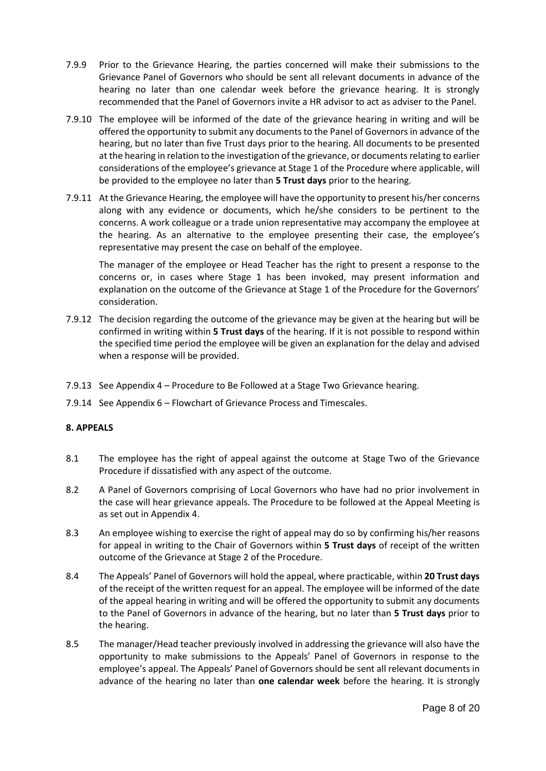7.9.9 Prior to the Grievance Hearing, the parties concerned will make their submissions to the Grievance Panel of Governors who should be sent all relevant documents in advance of the hearing no later than one calendar week before the grievance hearing. It is strongly recommended that the Panel of Governors invite a HR advisor to act as adviser to the Panel.

7.9.10 The employee will be informed of the date of the grievance hearing in writing and will be offered the opportunity to submit any documents to the Panel of Governors in advance of the hearing, but no later than five Trust days prior to the hearing. All documents to be presented at the hearing in relation to the investigation of the grievance, or documents relating to earlier considerations of the employee's grievance at Stage 1 of the Procedure where applicable, will be provided to the employee no later than **5 Trust days** prior to the hearing.

7.9.11 At the Grievance Hearing, the employee will have the opportunity to present his/her concerns along with any evidence or documents, which he/she considers to be pertinent to the concerns. A work colleague or a trade union representative may accompany the employee at the hearing. As an alternative to the employee presenting their case, the employee's representative may present the case on behalf of the employee.

The manager of the employee or Head Teacher has the right to present a response to the concerns or, in cases where Stage 1 has been invoked, may present information and explanation on the outcome of the Grievance at Stage 1 of the Procedure for the Governors' consideration.

7.9.12 The decision regarding the outcome of the grievance may be given at the hearing but will be confirmed in writing within **5 Trust days** of the hearing. If it is not possible to respond within the specified time period the employee will be given an explanation for the delay and advised when a response will be provided.

7.9.13 See Appendix 4 – Procedure to Be Followed at a Stage Two Grievance hearing.

7.9.14 See Appendix 6 – Flowchart of Grievance Process and Timescales.

## 8. APPEALS

8.1 The employee has the right of appeal against the outcome at Stage Two of the Grievance Procedure if dissatisfied with any aspect of the outcome.

8.2 A Panel of Governors comprising of Local Governors who have had no prior involvement in the case will hear grievance appeals. The Procedure to be followed at the Appeal Meeting is as set out in Appendix 4.

8.3 An employee wishing to exercise the right of appeal may do so by confirming his/her reasons for appeal in writing to the Chair of Governors within **5 Trust days** of receipt of the written outcome of the Grievance at Stage 2 of the Procedure.

8.4 The Appeals' Panel of Governors will hold the appeal, where practicable, within **20 Trust days** of the receipt of the written request for an appeal. The employee will be informed of the date of the appeal hearing in writing and will be offered the opportunity to submit any documents to the Panel of Governors in advance of the hearing, but no later than **5 Trust days** prior to the hearing.

8.5 The manager/Head teacher previously involved in addressing the grievance will also have the opportunity to make submissions to the Appeals' Panel of Governors in response to the employee's appeal. The Appeals' Panel of Governors should be sent all relevant documents in advance of the hearing no later than **one calendar week** before the hearing. It is strongly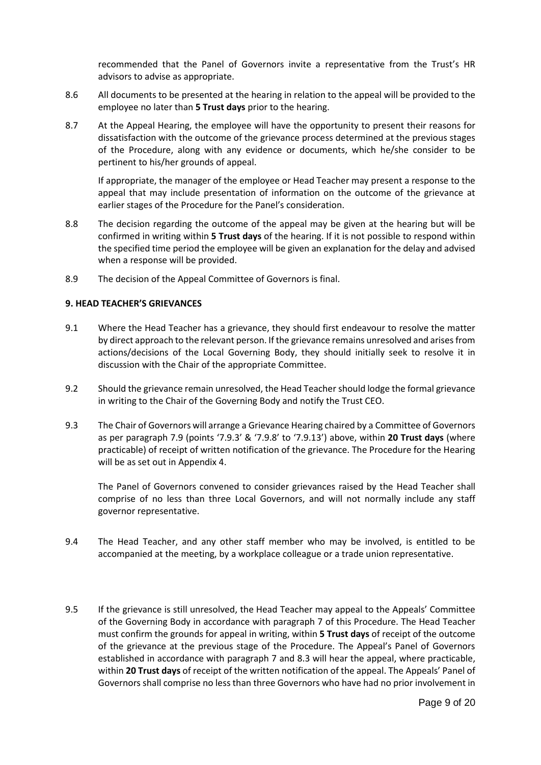recommended that the Panel of Governors invite a representative from the Trust's HR advisors to advise as appropriate.

8.6 All documents to be presented at the hearing in relation to the appeal will be provided to the employee no later than **5 Trust days** prior to the hearing.

8.7 At the Appeal Hearing, the employee will have the opportunity to present their reasons for dissatisfaction with the outcome of the grievance process determined at the previous stages of the Procedure, along with any evidence or documents, which he/she consider to be pertinent to his/her grounds of appeal.

If appropriate, the manager of the employee or Head Teacher may present a response to the appeal that may include presentation of information on the outcome of the grievance at earlier stages of the Procedure for the Panel's consideration.

8.8 The decision regarding the outcome of the appeal may be given at the hearing but will be confirmed in writing within **5 Trust days** of the hearing. If it is not possible to respond within the specified time period the employee will be given an explanation for the delay and advised when a response will be provided.

8.9 The decision of the Appeal Committee of Governors is final.

**9. HEAD TEACHER'S GRIEVANCES**

9.1 Where the Head Teacher has a grievance, they should first endeavour to resolve the matter by direct approach to the relevant person. If the grievance remains unresolved and arises from actions/decisions of the Local Governing Body, they should initially seek to resolve it in discussion with the Chair of the appropriate Committee.

9.2 Should the grievance remain unresolved, the Head Teacher should lodge the formal grievance in writing to the Chair of the Governing Body and notify the Trust CEO.

9.3 The Chair of Governors will arrange a Grievance Hearing chaired by a Committee of Governors as per paragraph 7.9 (points '7.9.3' & '7.9.8' to '7.9.13') above, within **20 Trust days** (where practicable) of receipt of written notification of the grievance. The Procedure for the Hearing will be as set out in Appendix 4.

The Panel of Governors convened to consider grievances raised by the Head Teacher shall comprise of no less than three Local Governors, and will not normally include any staff governor representative.

9.4 The Head Teacher, and any other staff member who may be involved, is entitled to be accompanied at the meeting, by a workplace colleague or a trade union representative.

9.5 If the grievance is still unresolved, the Head Teacher may appeal to the Appeals' Committee of the Governing Body in accordance with paragraph 7 of this Procedure. The Head Teacher must confirm the grounds for appeal in writing, within **5 Trust days** of receipt of the outcome of the grievance at the previous stage of the Procedure. The Appeal's Panel of Governors established in accordance with paragraph 7 and 8.3 will hear the appeal, where practicable, within **20 Trust days** of receipt of the written notification of the appeal. The Appeals' Panel of Governors shall comprise no less than three Governors who have had no prior involvement in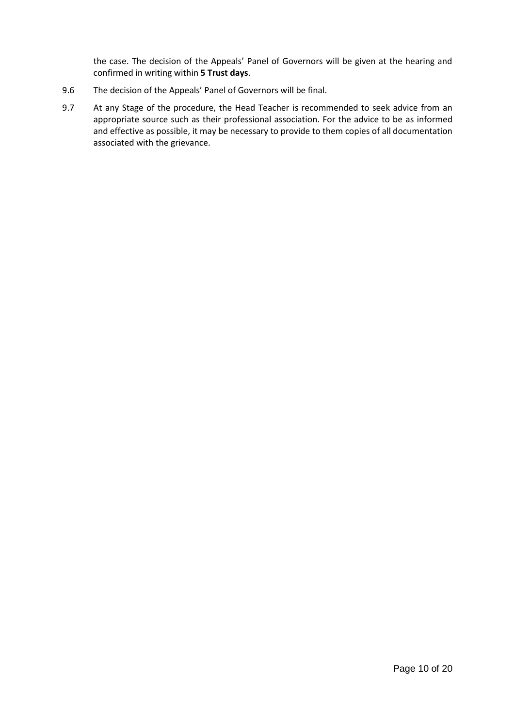the case. The decision of the Appeals' Panel of Governors will be given at the hearing and confirmed in writing within **5 Trust days**.

9.6 The decision of the Appeals' Panel of Governors will be final.

9.7 At any Stage of the procedure, the Head Teacher is recommended to seek advice from an appropriate source such as their professional association. For the advice to be as informed and effective as possible, it may be necessary to provide to them copies of all documentation associated with the grievance.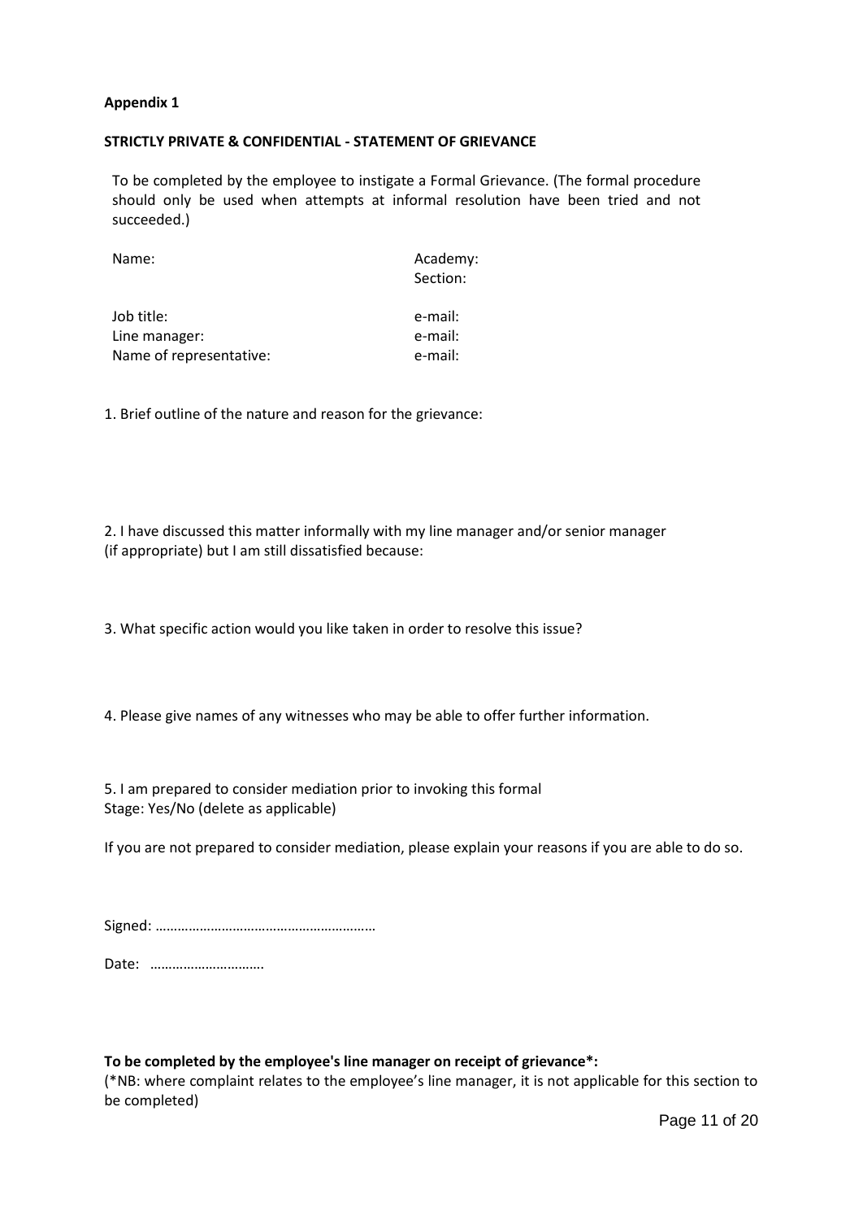**Appendix 1**

**STRICTLY PRIVATE & CONFIDENTIAL - STATEMENT OF GRIEVANCE**

To be completed by the employee to instigate a Formal Grievance. (The formal procedure should only be used when attempts at informal resolution have been tried and not succeeded.)

| | |
|---|---|
| Name: | Academy: |
| | Section: |
| Job title: | e-mail: |
| Line manager: | e-mail: |
| Name of representative: | e-mail: |

1. Brief outline of the nature and reason for the grievance:

2. I have discussed this matter informally with my line manager and/or senior manager (if appropriate) but I am still dissatisfied because:

3. What specific action would you like taken in order to resolve this issue?

4. Please give names of any witnesses who may be able to offer further information.

5. I am prepared to consider mediation prior to invoking this formal Stage: Yes/No (delete as applicable)

If you are not prepared to consider mediation, please explain your reasons if you are able to do so.

Signed: ……………………………………………………

Date: …………………………

**To be completed by the employee's line manager on receipt of grievance*:**

(*NB: where complaint relates to the employee's line manager, it is not applicable for this section to be completed)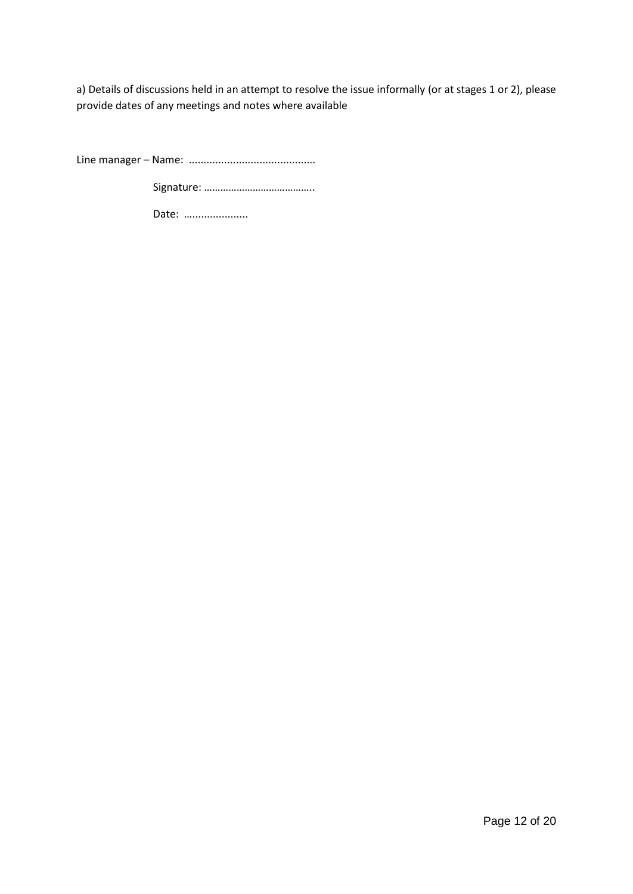a) Details of discussions held in an attempt to resolve the issue informally (or at stages 1 or 2), please provide dates of any meetings and notes where available

Line manager – Name: ..........................................

Signature: …………………………………..

Date: …..................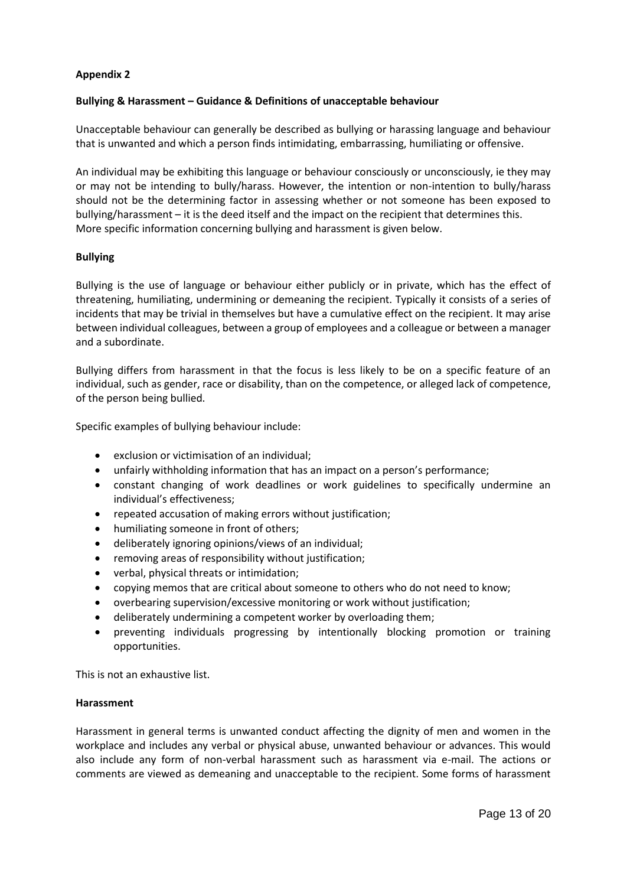**Appendix 2**

**Bullying & Harassment – Guidance & Definitions of unacceptable behaviour**

Unacceptable behaviour can generally be described as bullying or harassing language and behaviour that is unwanted and which a person finds intimidating, embarrassing, humiliating or offensive.

An individual may be exhibiting this language or behaviour consciously or unconsciously, ie they may or may not be intending to bully/harass. However, the intention or non-intention to bully/harass should not be the determining factor in assessing whether or not someone has been exposed to bullying/harassment – it is the deed itself and the impact on the recipient that determines this. More specific information concerning bullying and harassment is given below.

**Bullying**

Bullying is the use of language or behaviour either publicly or in private, which has the effect of threatening, humiliating, undermining or demeaning the recipient. Typically it consists of a series of incidents that may be trivial in themselves but have a cumulative effect on the recipient. It may arise between individual colleagues, between a group of employees and a colleague or between a manager and a subordinate.

Bullying differs from harassment in that the focus is less likely to be on a specific feature of an individual, such as gender, race or disability, than on the competence, or alleged lack of competence, of the person being bullied.

Specific examples of bullying behaviour include:

- exclusion or victimisation of an individual;
- unfairly withholding information that has an impact on a person's performance;
- constant changing of work deadlines or work guidelines to specifically undermine an individual's effectiveness;
- repeated accusation of making errors without justification;
- humiliating someone in front of others;
- deliberately ignoring opinions/views of an individual;
- removing areas of responsibility without justification;
- verbal, physical threats or intimidation;
- copying memos that are critical about someone to others who do not need to know;
- overbearing supervision/excessive monitoring or work without justification;
- deliberately undermining a competent worker by overloading them;
- preventing individuals progressing by intentionally blocking promotion or training opportunities.

This is not an exhaustive list.

**Harassment**

Harassment in general terms is unwanted conduct affecting the dignity of men and women in the workplace and includes any verbal or physical abuse, unwanted behaviour or advances. This would also include any form of non-verbal harassment such as harassment via e-mail. The actions or comments are viewed as demeaning and unacceptable to the recipient. Some forms of harassment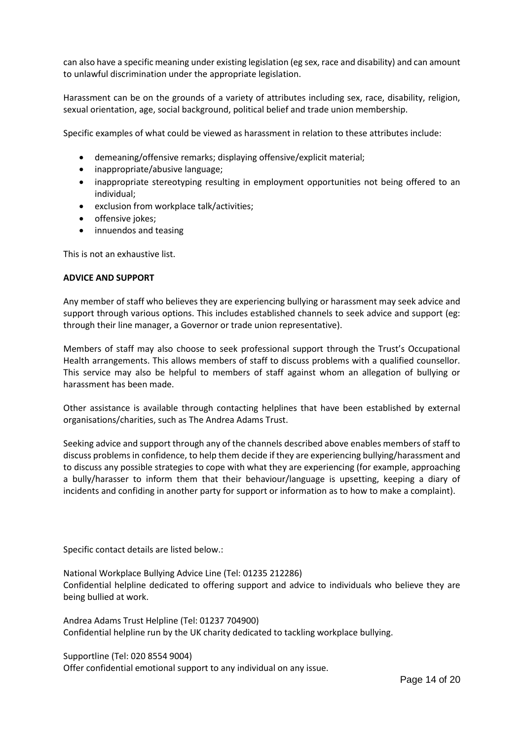can also have a specific meaning under existing legislation (eg sex, race and disability) and can amount to unlawful discrimination under the appropriate legislation.

Harassment can be on the grounds of a variety of attributes including sex, race, disability, religion, sexual orientation, age, social background, political belief and trade union membership.

Specific examples of what could be viewed as harassment in relation to these attributes include:

- demeaning/offensive remarks; displaying offensive/explicit material;
- inappropriate/abusive language;
- inappropriate stereotyping resulting in employment opportunities not being offered to an individual;
- exclusion from workplace talk/activities;
- offensive jokes;
- innuendos and teasing

This is not an exhaustive list.

**ADVICE AND SUPPORT**

Any member of staff who believes they are experiencing bullying or harassment may seek advice and support through various options. This includes established channels to seek advice and support (eg: through their line manager, a Governor or trade union representative).

Members of staff may also choose to seek professional support through the Trust's Occupational Health arrangements. This allows members of staff to discuss problems with a qualified counsellor. This service may also be helpful to members of staff against whom an allegation of bullying or harassment has been made.

Other assistance is available through contacting helplines that have been established by external organisations/charities, such as The Andrea Adams Trust.

Seeking advice and support through any of the channels described above enables members of staff to discuss problems in confidence, to help them decide if they are experiencing bullying/harassment and to discuss any possible strategies to cope with what they are experiencing (for example, approaching a bully/harasser to inform them that their behaviour/language is upsetting, keeping a diary of incidents and confiding in another party for support or information as to how to make a complaint).

Specific contact details are listed below.:

National Workplace Bullying Advice Line (Tel: 01235 212286)
Confidential helpline dedicated to offering support and advice to individuals who believe they are being bullied at work.

Andrea Adams Trust Helpline (Tel: 01237 704900)
Confidential helpline run by the UK charity dedicated to tackling workplace bullying.

Supportline (Tel: 020 8554 9004)
Offer confidential emotional support to any individual on any issue.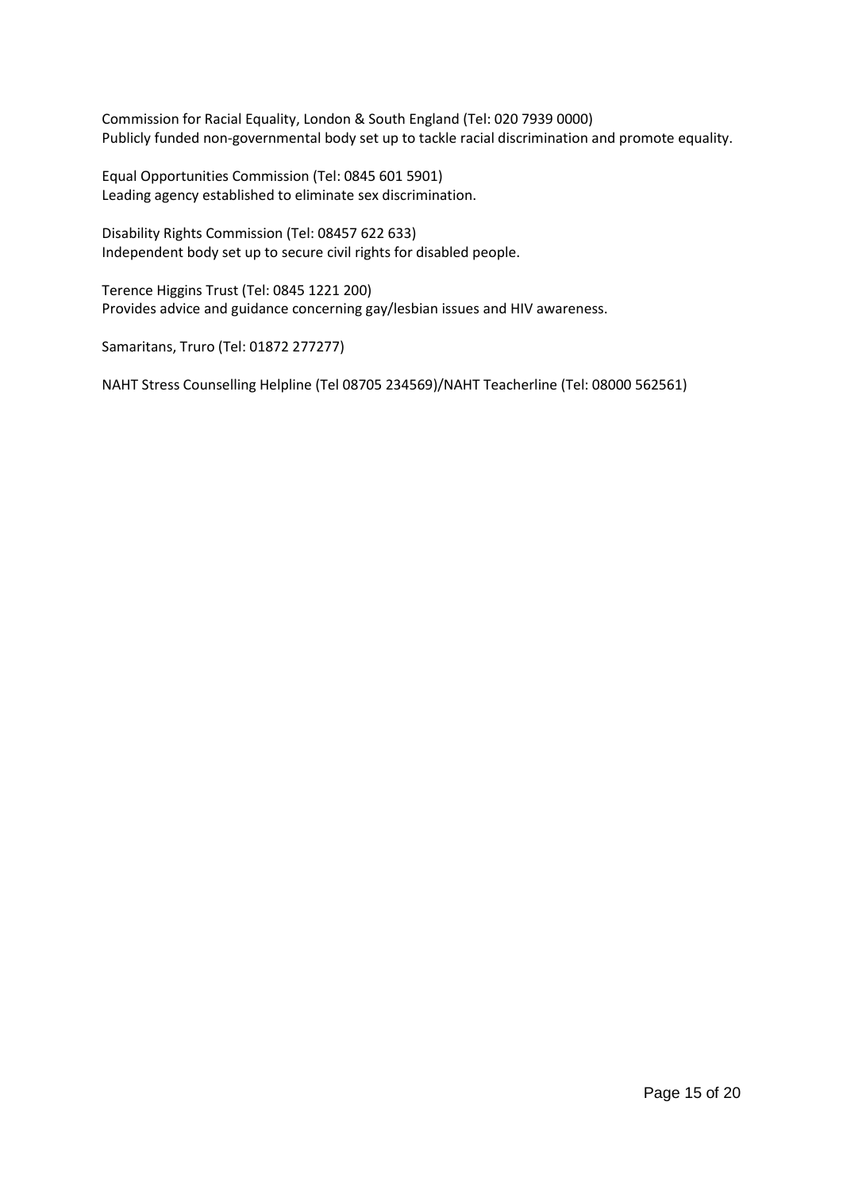Commission for Racial Equality, London & South England (Tel: 020 7939 0000)
Publicly funded non-governmental body set up to tackle racial discrimination and promote equality.

Equal Opportunities Commission (Tel: 0845 601 5901)
Leading agency established to eliminate sex discrimination.

Disability Rights Commission (Tel: 08457 622 633)
Independent body set up to secure civil rights for disabled people.

Terence Higgins Trust (Tel: 0845 1221 200)
Provides advice and guidance concerning gay/lesbian issues and HIV awareness.

Samaritans, Truro (Tel: 01872 277277)

NAHT Stress Counselling Helpline (Tel 08705 234569)/NAHT Teacherline (Tel: 08000 562561)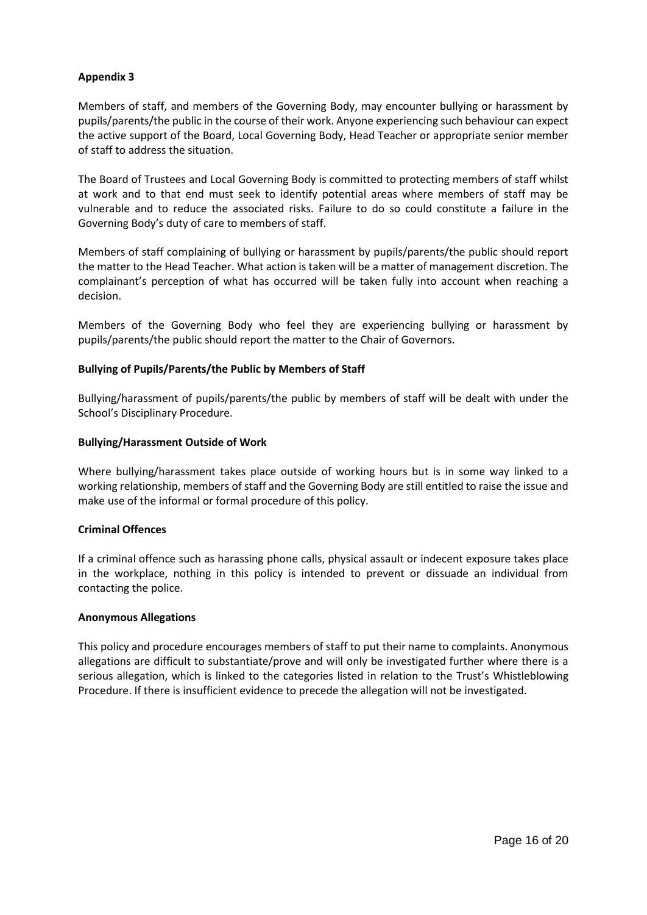**Appendix 3**

Members of staff, and members of the Governing Body, may encounter bullying or harassment by pupils/parents/the public in the course of their work. Anyone experiencing such behaviour can expect the active support of the Board, Local Governing Body, Head Teacher or appropriate senior member of staff to address the situation.

The Board of Trustees and Local Governing Body is committed to protecting members of staff whilst at work and to that end must seek to identify potential areas where members of staff may be vulnerable and to reduce the associated risks. Failure to do so could constitute a failure in the Governing Body's duty of care to members of staff.

Members of staff complaining of bullying or harassment by pupils/parents/the public should report the matter to the Head Teacher. What action is taken will be a matter of management discretion. The complainant's perception of what has occurred will be taken fully into account when reaching a decision.

Members of the Governing Body who feel they are experiencing bullying or harassment by pupils/parents/the public should report the matter to the Chair of Governors.

**Bullying of Pupils/Parents/the Public by Members of Staff**

Bullying/harassment of pupils/parents/the public by members of staff will be dealt with under the School's Disciplinary Procedure.

**Bullying/Harassment Outside of Work**

Where bullying/harassment takes place outside of working hours but is in some way linked to a working relationship, members of staff and the Governing Body are still entitled to raise the issue and make use of the informal or formal procedure of this policy.

**Criminal Offences**

If a criminal offence such as harassing phone calls, physical assault or indecent exposure takes place in the workplace, nothing in this policy is intended to prevent or dissuade an individual from contacting the police.

**Anonymous Allegations**

This policy and procedure encourages members of staff to put their name to complaints. Anonymous allegations are difficult to substantiate/prove and will only be investigated further where there is a serious allegation, which is linked to the categories listed in relation to the Trust's Whistleblowing Procedure. If there is insufficient evidence to precede the allegation will not be investigated.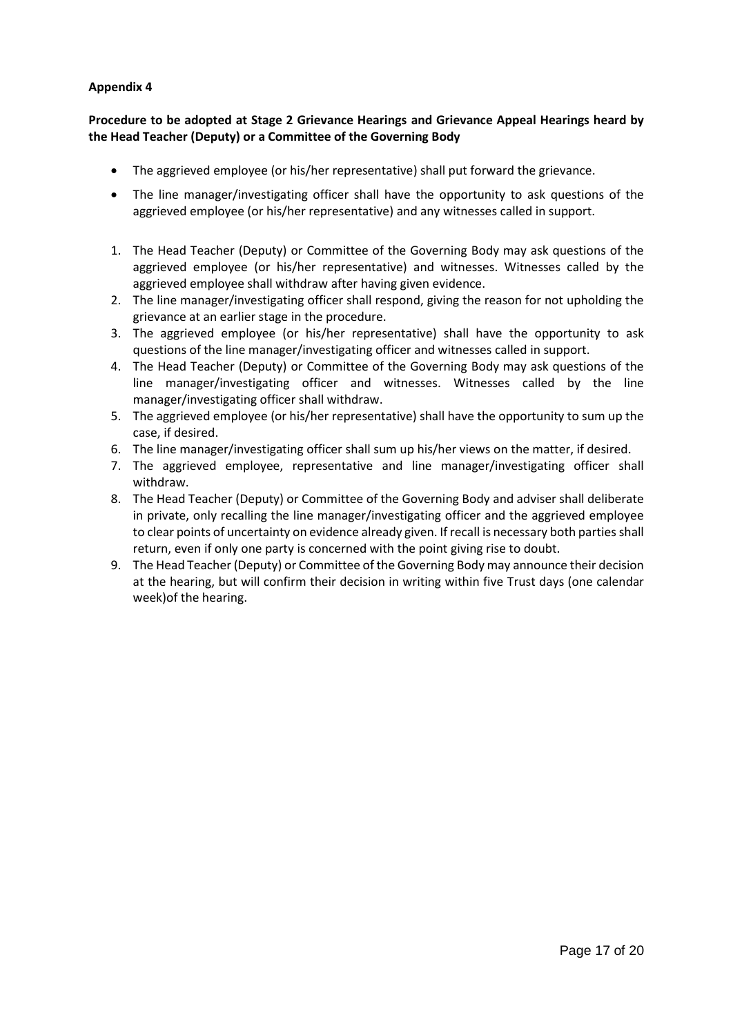**Appendix 4**

**Procedure to be adopted at Stage 2 Grievance Hearings and Grievance Appeal Hearings heard by the Head Teacher (Deputy) or a Committee of the Governing Body**

- The aggrieved employee (or his/her representative) shall put forward the grievance.
- The line manager/investigating officer shall have the opportunity to ask questions of the aggrieved employee (or his/her representative) and any witnesses called in support.

1. The Head Teacher (Deputy) or Committee of the Governing Body may ask questions of the aggrieved employee (or his/her representative) and witnesses. Witnesses called by the aggrieved employee shall withdraw after having given evidence.
2. The line manager/investigating officer shall respond, giving the reason for not upholding the grievance at an earlier stage in the procedure.
3. The aggrieved employee (or his/her representative) shall have the opportunity to ask questions of the line manager/investigating officer and witnesses called in support.
4. The Head Teacher (Deputy) or Committee of the Governing Body may ask questions of the line manager/investigating officer and witnesses. Witnesses called by the line manager/investigating officer shall withdraw.
5. The aggrieved employee (or his/her representative) shall have the opportunity to sum up the case, if desired.
6. The line manager/investigating officer shall sum up his/her views on the matter, if desired.
7. The aggrieved employee, representative and line manager/investigating officer shall withdraw.
8. The Head Teacher (Deputy) or Committee of the Governing Body and adviser shall deliberate in private, only recalling the line manager/investigating officer and the aggrieved employee to clear points of uncertainty on evidence already given. If recall is necessary both parties shall return, even if only one party is concerned with the point giving rise to doubt.
9. The Head Teacher (Deputy) or Committee of the Governing Body may announce their decision at the hearing, but will confirm their decision in writing within five Trust days (one calendar week)of the hearing.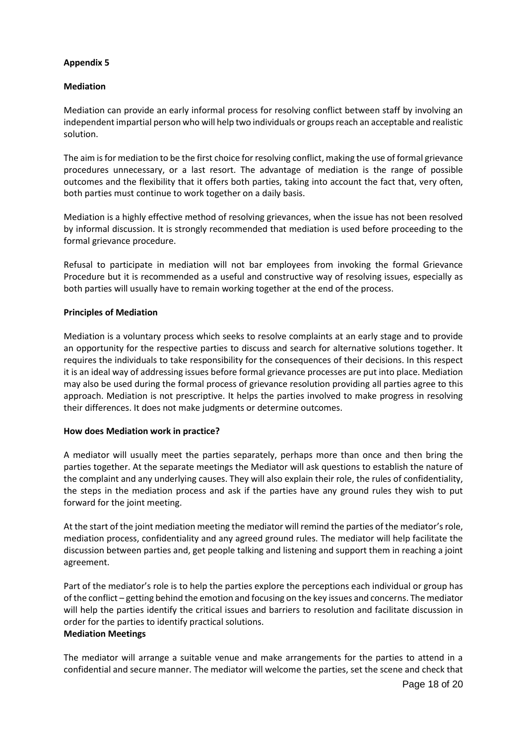**Appendix 5**

**Mediation**

Mediation can provide an early informal process for resolving conflict between staff by involving an independent impartial person who will help two individuals or groups reach an acceptable and realistic solution.

The aim is for mediation to be the first choice for resolving conflict, making the use of formal grievance procedures unnecessary, or a last resort. The advantage of mediation is the range of possible outcomes and the flexibility that it offers both parties, taking into account the fact that, very often, both parties must continue to work together on a daily basis.

Mediation is a highly effective method of resolving grievances, when the issue has not been resolved by informal discussion. It is strongly recommended that mediation is used before proceeding to the formal grievance procedure.

Refusal to participate in mediation will not bar employees from invoking the formal Grievance Procedure but it is recommended as a useful and constructive way of resolving issues, especially as both parties will usually have to remain working together at the end of the process.

**Principles of Mediation**

Mediation is a voluntary process which seeks to resolve complaints at an early stage and to provide an opportunity for the respective parties to discuss and search for alternative solutions together. It requires the individuals to take responsibility for the consequences of their decisions. In this respect it is an ideal way of addressing issues before formal grievance processes are put into place. Mediation may also be used during the formal process of grievance resolution providing all parties agree to this approach. Mediation is not prescriptive. It helps the parties involved to make progress in resolving their differences. It does not make judgments or determine outcomes.

**How does Mediation work in practice?**

A mediator will usually meet the parties separately, perhaps more than once and then bring the parties together. At the separate meetings the Mediator will ask questions to establish the nature of the complaint and any underlying causes. They will also explain their role, the rules of confidentiality, the steps in the mediation process and ask if the parties have any ground rules they wish to put forward for the joint meeting.

At the start of the joint mediation meeting the mediator will remind the parties of the mediator's role, mediation process, confidentiality and any agreed ground rules. The mediator will help facilitate the discussion between parties and, get people talking and listening and support them in reaching a joint agreement.

Part of the mediator's role is to help the parties explore the perceptions each individual or group has of the conflict – getting behind the emotion and focusing on the key issues and concerns. The mediator will help the parties identify the critical issues and barriers to resolution and facilitate discussion in order for the parties to identify practical solutions.

**Mediation Meetings**

The mediator will arrange a suitable venue and make arrangements for the parties to attend in a confidential and secure manner. The mediator will welcome the parties, set the scene and check that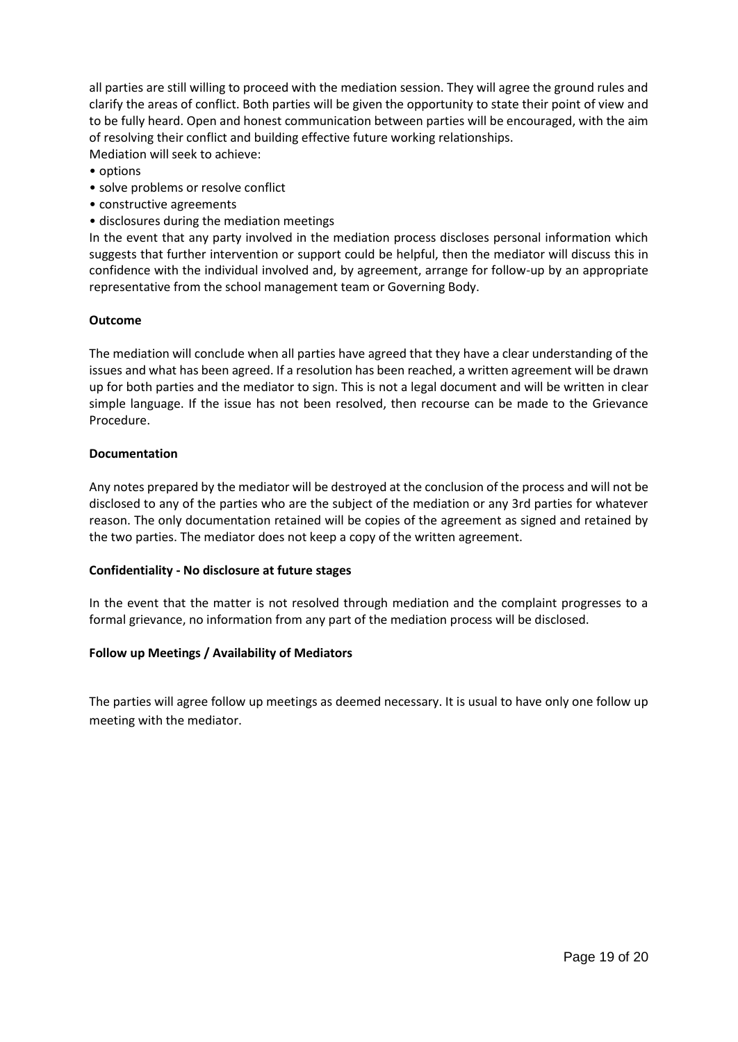all parties are still willing to proceed with the mediation session. They will agree the ground rules and clarify the areas of conflict. Both parties will be given the opportunity to state their point of view and to be fully heard. Open and honest communication between parties will be encouraged, with the aim of resolving their conflict and building effective future working relationships.
Mediation will seek to achieve:

- options
- solve problems or resolve conflict
- constructive agreements
- disclosures during the mediation meetings

In the event that any party involved in the mediation process discloses personal information which suggests that further intervention or support could be helpful, then the mediator will discuss this in confidence with the individual involved and, by agreement, arrange for follow-up by an appropriate representative from the school management team or Governing Body.

**Outcome**

The mediation will conclude when all parties have agreed that they have a clear understanding of the issues and what has been agreed. If a resolution has been reached, a written agreement will be drawn up for both parties and the mediator to sign. This is not a legal document and will be written in clear simple language. If the issue has not been resolved, then recourse can be made to the Grievance Procedure.

**Documentation**

Any notes prepared by the mediator will be destroyed at the conclusion of the process and will not be disclosed to any of the parties who are the subject of the mediation or any 3rd parties for whatever reason. The only documentation retained will be copies of the agreement as signed and retained by the two parties. The mediator does not keep a copy of the written agreement.

**Confidentiality - No disclosure at future stages**

In the event that the matter is not resolved through mediation and the complaint progresses to a formal grievance, no information from any part of the mediation process will be disclosed.

**Follow up Meetings / Availability of Mediators**

The parties will agree follow up meetings as deemed necessary. It is usual to have only one follow up meeting with the mediator.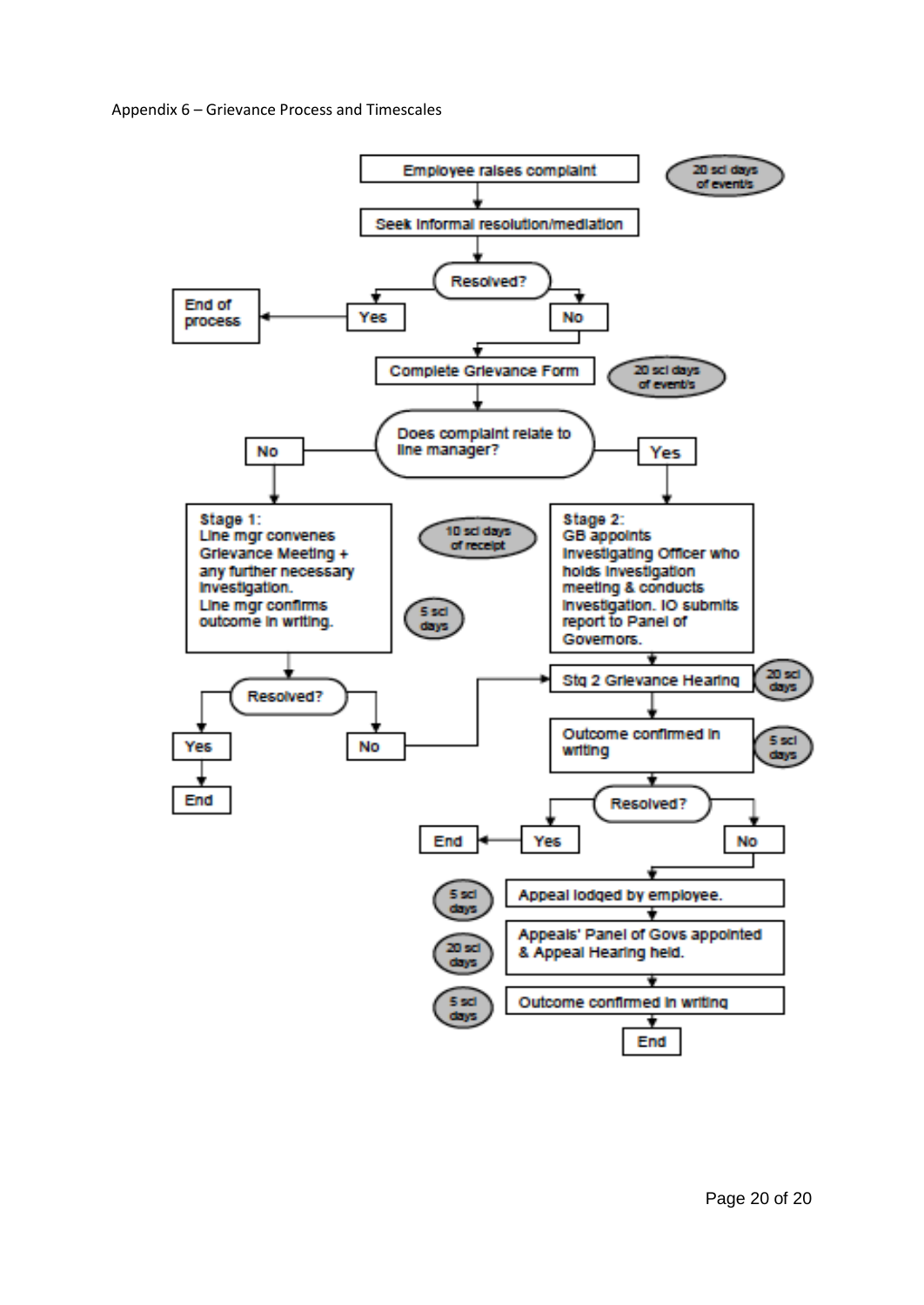Appendix 6 – Grievance Process and Timescales

Employee raises complaint

20 scl days of event/s

Seek informal resolution/mediation

Resolved?

Yes

End of process

No

Complete Grievance Form

20 scl days of event/s

Does complaint relate to line manager?

No

Yes

Stage 1:
Line mgr convenes Grievance Meeting + any further necessary investigation.
Line mgr confirms outcome in writing.

10 scl days of receipt

5 scl days

Stage 2:
GB appoints Investigating Officer who holds investigation meeting & conducts investigation. IO submits report to Panel of Governors.

Resolved?

Yes

End

No

Stg 2 Grievance Hearing

20 scl days

Outcome confirmed in writing

5 scl days

Resolved?

Yes

End

No

Appeal lodged by employee.

5 scl days

Appeals' Panel of Govs appointed & Appeal Hearing held.

20 scl days

Outcome confirmed in writing

5 scl days

End